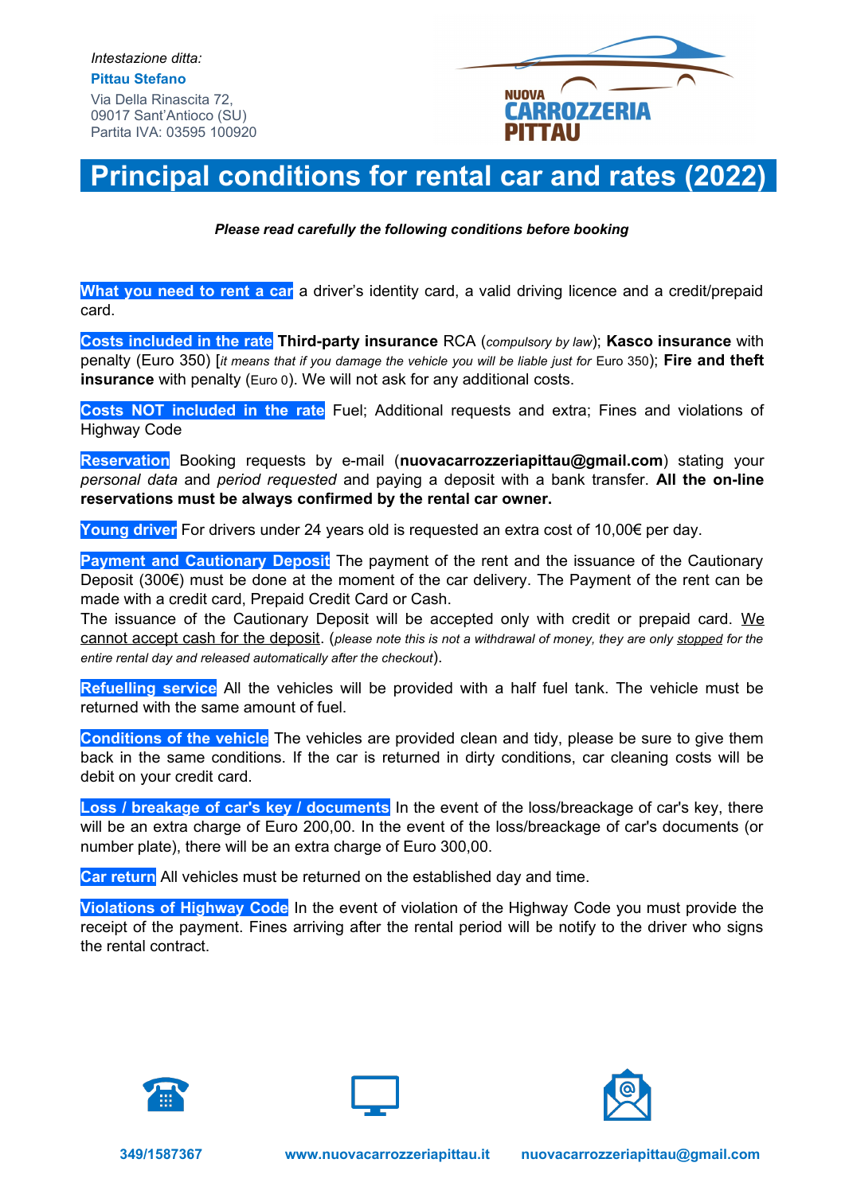*Intestazione ditta:*

**Pittau Stefano**

Via Della Rinascita 72,
09017 Sant'Antioco (SU)
Partita IVA: 03595 100920

NUOVA CARROZZERIA PITTAU

# Principal conditions for rental car and rates (2022)

***Please read carefully the following conditions before booking***

**What you need to rent a car** a driver's identity card, a valid driving licence and a credit/prepaid card.

**Costs included in the rate** **Third-party insurance** RCA (*compulsory by law*); **Kasco insurance** with penalty (Euro 350) [*it means that if you damage the vehicle you will be liable just for* Euro 350); **Fire and theft insurance** with penalty (Euro 0). We will not ask for any additional costs.

**Costs NOT included in the rate** Fuel; Additional requests and extra; Fines and violations of Highway Code

**Reservation** Booking requests by e-mail (**nuovacarrozzeriapittau@gmail.com**) stating your *personal data* and *period requested* and paying a deposit with a bank transfer. **All the on-line reservations must be always confirmed by the rental car owner.**

**Young driver** For drivers under 24 years old is requested an extra cost of 10,00€ per day.

**Payment and Cautionary Deposit** The payment of the rent and the issuance of the Cautionary Deposit (300€) must be done at the moment of the car delivery. The Payment of the rent can be made with a credit card, Prepaid Credit Card or Cash.
The issuance of the Cautionary Deposit will be accepted only with credit or prepaid card. We cannot accept cash for the deposit. (*please note this is not a withdrawal of money, they are only stopped for the entire rental day and released automatically after the checkout*).

**Refuelling service** All the vehicles will be provided with a half fuel tank. The vehicle must be returned with the same amount of fuel.

**Conditions of the vehicle** The vehicles are provided clean and tidy, please be sure to give them back in the same conditions. If the car is returned in dirty conditions, car cleaning costs will be debit on your credit card.

**Loss / breakage of car's key / documents** In the event of the loss/breackage of car's key, there will be an extra charge of Euro 200,00. In the event of the loss/breackage of car's documents (or number plate), there will be an extra charge of Euro 300,00.

**Car return** All vehicles must be returned on the established day and time.

**Violations of Highway Code** In the event of violation of the Highway Code you must provide the receipt of the payment. Fines arriving after the rental period will be notify to the driver who signs the rental contract.

**349/1587367** | **www.nuovacarrozzeriapittau.it** | **nuovacarrozzeriapittau@gmail.com**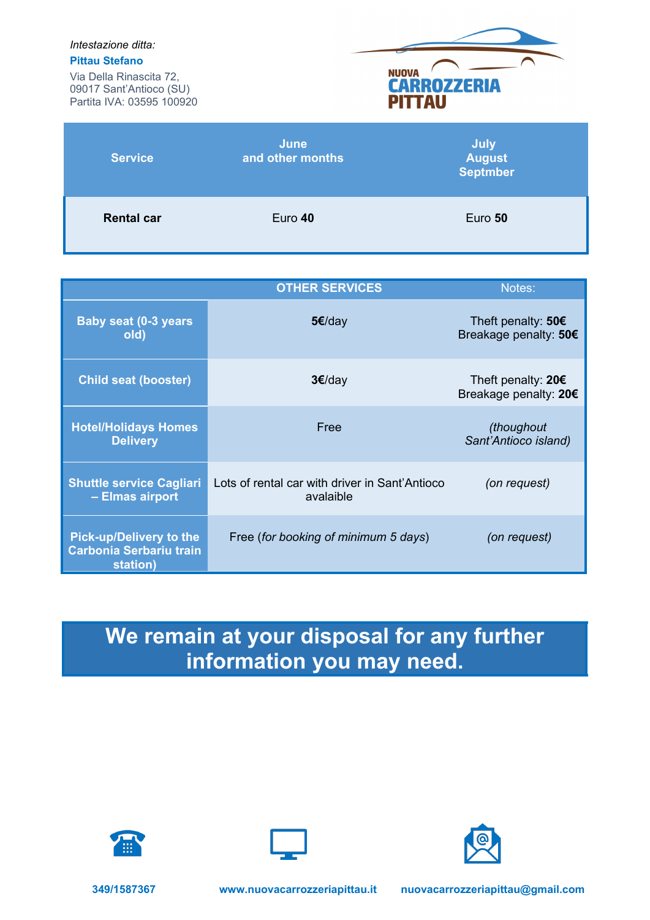*Intestazione ditta:*

**Pittau Stefano**

Via Della Rinascita 72,
09017 Sant'Antioco (SU)
Partita IVA: 03595 100920

NUOVA CARROZZERIA PITTAU

| Service | June and other months | July August Septmber |
|---|---|---|
| **Rental car** | Euro **40** | Euro **50** |

| | OTHER SERVICES | Notes: |
|---|---|---|
| **Baby seat (0-3 years old)** | **5€**/day | Theft penalty: **50€** Breakage penalty: **50€** |
| **Child seat (booster)** | **3€**/day | Theft penalty: **20€** Breakage penalty: **20€** |
| **Hotel/Holidays Homes Delivery** | Free | *(thoughout Sant'Antioco island)* |
| **Shuttle service Cagliari – Elmas airport** | Lots of rental car with driver in Sant'Antioco avalaible | *(on request)* |
| **Pick-up/Delivery to the Carbonia Serbariu train station)** | Free (*for booking of minimum 5 days*) | *(on request)* |

## We remain at your disposal for any further information you may need.

**349/1587367**

**www.nuovacarrozzeriapittau.it**

**nuovacarrozzeriapittau@gmail.com**